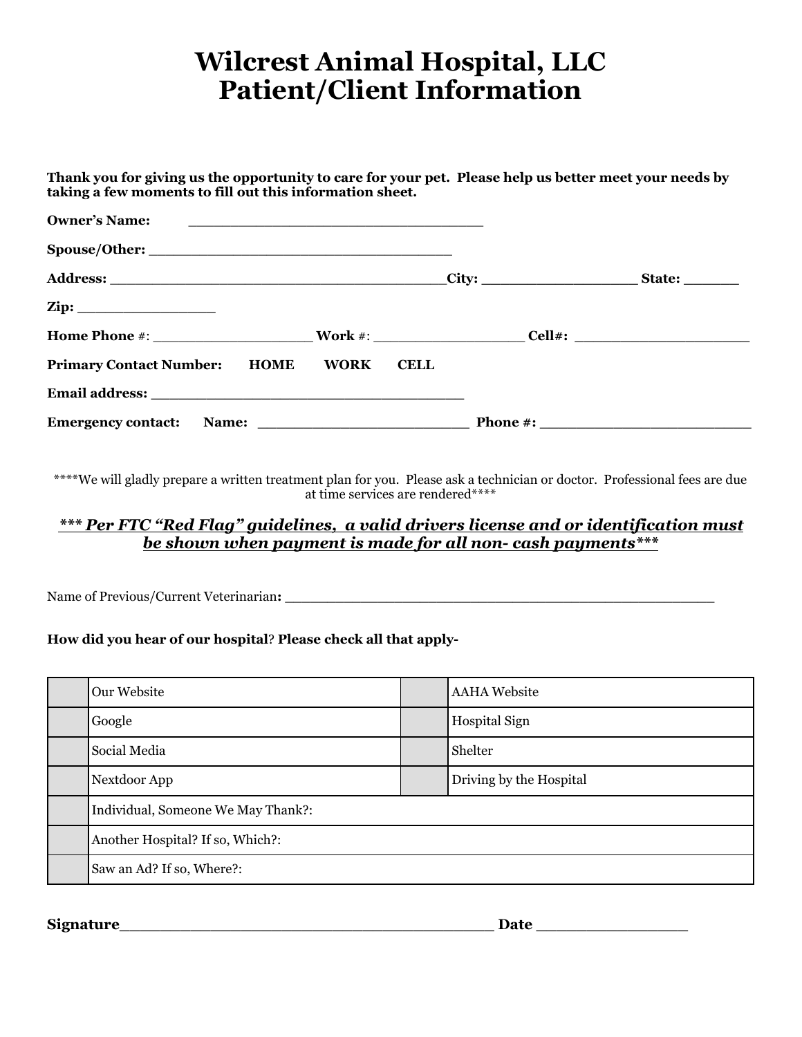# Wilcrest Animal Hospital, LLC
# Patient/Client Information

**Thank you for giving us the opportunity to care for your pet. Please help us better meet your needs by taking a few moments to fill out this information sheet.**

**Owner's Name:** ______________________________

**Spouse/Other:** ______________________________

**Address:** ___________________________________ **City:** _______________ **State:** ______

**Zip:** ______________

**Home Phone** #: _______________ **Work** #: _______________ **Cell#:** _________________

**Primary Contact Number:** **HOME** **WORK** **CELL**

**Email address:** ________________________________

**Emergency contact:** **Name:** ______________________ **Phone #:** ______________________

\*\*\*\*We will gladly prepare a written treatment plan for you. Please ask a technician or doctor. Professional fees are due at time services are rendered\*\*\*\*

***\*\*\* Per FTC "Red Flag" guidelines, a valid drivers license and or identification must be shown when payment is made for all non- cash payments\*\*\****

Name of Previous/Current Veterinarian**:** ______________________________________________

**How did you hear of our hospital? Please check all that apply-**

| | | | |
|---|---|---|---|
| | Our Website | | AAHA Website |
| | Google | | Hospital Sign |
| | Social Media | | Shelter |
| | Nextdoor App | | Driving by the Hospital |
| | Individual, Someone We May Thank?: | | |
| | Another Hospital? If so, Which?: | | |
| | Saw an Ad? If so, Where?: | | |

**Signature**___________________________________ **Date** ______________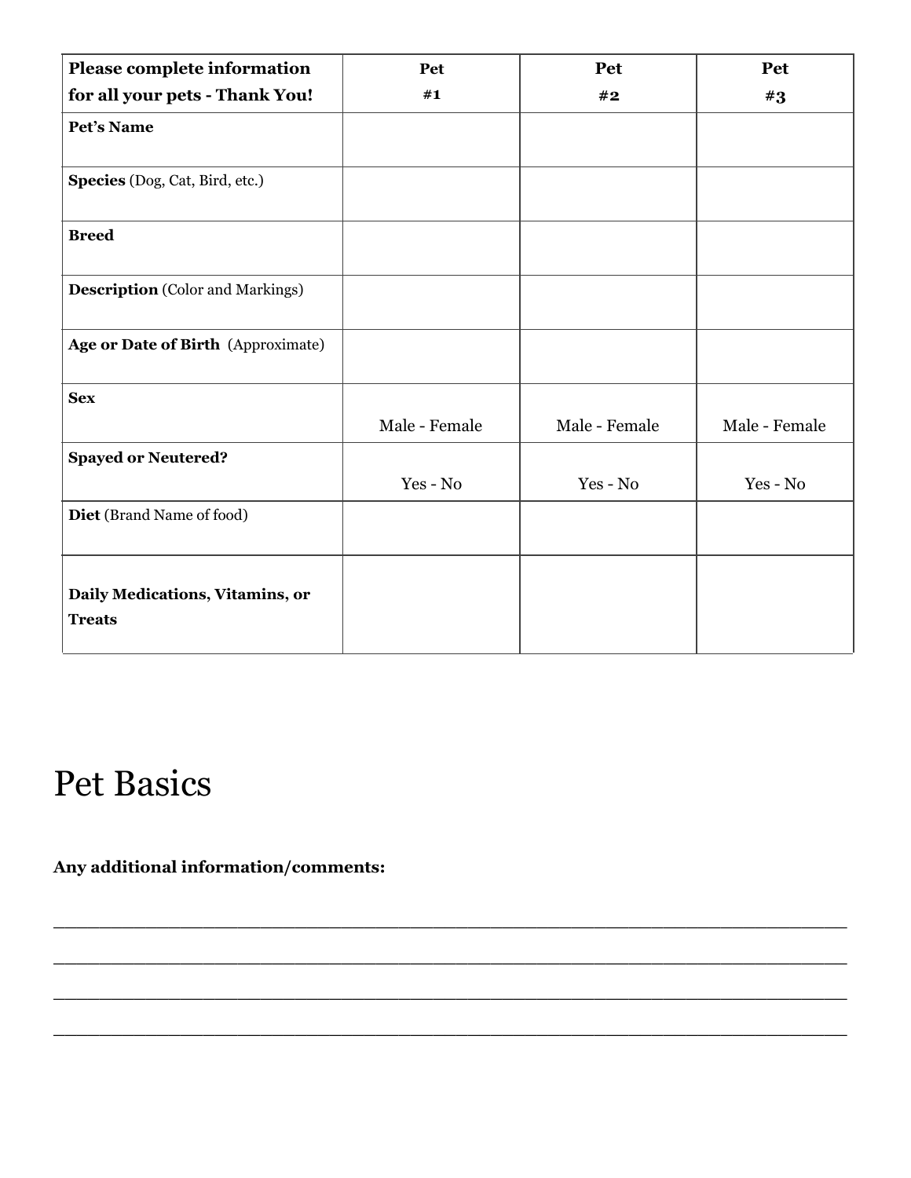| **Please complete information for all your pets - Thank You!** | **Pet #1** | **Pet #2** | **Pet #3** |
|---|---|---|---|
| **Pet's Name** | | | |
| **Species** (Dog, Cat, Bird, etc.) | | | |
| **Breed** | | | |
| **Description** (Color and Markings) | | | |
| **Age or Date of Birth** (Approximate) | | | |
| **Sex** | Male - Female | Male - Female | Male - Female |
| **Spayed or Neutered?** | Yes - No | Yes - No | Yes - No |
| **Diet** (Brand Name of food) | | | |
| **Daily Medications, Vitamins, or Treats** | | | |

# Pet Basics

**Any additional information/comments:**

_______________________________________________________________________________

_______________________________________________________________________________

_______________________________________________________________________________

_______________________________________________________________________________